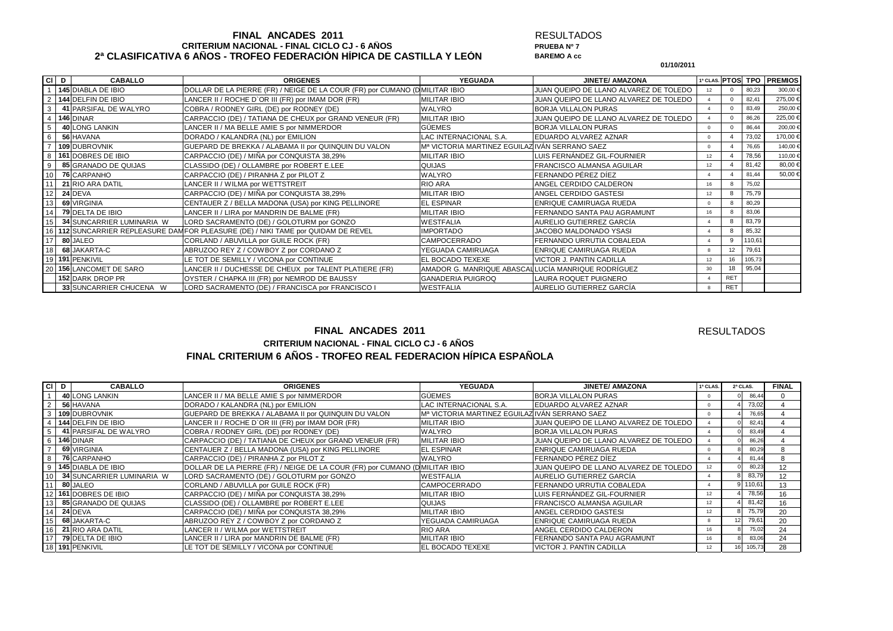# FINAL ANCADES 2011

## CRITERIUM NACIONAL - FINAL CICLO CJ - 6 AÑOS

## 2ª CLASIFICATIVA 6 AÑOS - TROFEO FEDERACIÓN HÍPICA DE CASTILLA Y LEÓN

RESULTADOS

**PRUEBA Nº 7**

**BAREMO A cc**

**01/10/2011**

| Cl | D | CABALLO | ORIGENES | YEGUADA | JINETE/ AMAZONA | 1ª CLAS. | PTOS | TPO | PREMIOS |
|---|---|---|---|---|---|---|---|---|---|
| 1 | 145 | DIABLA DE IBIO | DOLLAR DE LA PIERRE (FR) / NEIGE DE LA COUR (FR) por CUMANO (D | MILITAR IBIO | JUAN QUEIPO DE LLANO ALVAREZ DE TOLEDO | 12 | 0 | 80,23 | 300,00 € |
| 2 | 144 | DELFIN DE IBIO | LANCER II / ROCHE D`OR III (FR) por IMAM DOR (FR) | MILITAR IBIO | JUAN QUEIPO DE LLANO ALVAREZ DE TOLEDO | 4 | 0 | 82,41 | 275,00 € |
| 3 | 41 | PARSIFAL DE WALYRO | COBRA / RODNEY GIRL (DE) por RODNEY (DE) | WALYRO | BORJA VILLALON PURAS | 4 | 0 | 83,49 | 250,00 € |
| 4 | 146 | DINAR | CARPACCIO (DE) / TATIANA DE CHEUX por GRAND VENEUR (FR) | MILITAR IBIO | JUAN QUEIPO DE LLANO ALVAREZ DE TOLEDO | 4 | 0 | 86,26 | 225,00 € |
| 5 | 40 | LONG LANKIN | LANCER II / MA BELLE AMIE S por NIMMERDOR | GÜEMES | BORJA VILLALON PURAS | 0 | 0 | 86,44 | 200,00 € |
| 6 | 56 | HAVANA | DORADO / KALANDRA (NL) por EMILION | LAC INTERNACIONAL S.A. | EDUARDO ALVAREZ AZNAR | 0 | 4 | 73,02 | 170,00 € |
| 7 | 109 | DUBROVNIK | GUEPARD DE BREKKA / ALABAMA II por QUINQUIN DU VALON | Mª VICTORIA MARTINEZ EGUILAZ | IVÁN SERRANO SAEZ | 0 | 4 | 76,65 | 140,00 € |
| 8 | 161 | DOBRES DE IBIO | CARPACCIO (DE) / MIÑA por CONQUISTA 38,29% | MILITAR IBIO | LUIS FERNÁNDEZ GIL-FOURNIER | 12 | 4 | 78,56 | 110,00 € |
| 9 | 85 | GRANADO DE QUIJAS | CLASSIDO (DE) / OLLAMBRE por ROBERT E.LEE | QUIJAS | FRANCISCO ALMANSA AGUILAR | 12 | 4 | 81,42 | 80,00 € |
| 10 | 76 | CARPANHO | CARPACCIO (DE) / PIRANHA Z por PILOT Z | WALYRO | FERNANDO PÉREZ DÍEZ | 4 | 4 | 81,44 | 50,00 € |
| 11 | 21 | RIO ARA DATIL | LANCER II / WILMA por WETTSTREIT | RIO ARA | ANGEL CERDIDO CALDERON | 16 | 8 | 75,02 | |
| 12 | 24 | DEVA | CARPACCIO (DE) / MIÑA por CONQUISTA 38,29% | MILITAR IBIO | ANGEL CERDIDO GASTESI | 12 | 8 | 75,79 | |
| 13 | 69 | VIRGINIA | CENTAUER Z / BELLA MADONA (USA) por KING PELLINORE | EL ESPINAR | ENRIQUE CAMIRUAGA RUEDA | 0 | 8 | 80,29 | |
| 14 | 79 | DELTA DE IBIO | LANCER II / LIRA por MANDRIN DE BALME (FR) | MILITAR IBIO | FERNANDO SANTA PAU AGRAMUNT | 16 | 8 | 83,06 | |
| 15 | 34 | SUNCARRIER LUMINARIA W | LORD SACRAMENTO (DE) / GOLOTURM por GONZO | WESTFALIA | AURELIO GUTIERREZ GARCÍA | 4 | 8 | 83,79 | |
| 16 | 112 | SUNCARRIER REPLEASURE DAM | FOR PLEASURE (DE) / NIKI TAME por QUIDAM DE REVEL | IMPORTADO | JACOBO MALDONADO YSASI | 4 | 8 | 85,32 | |
| 17 | 80 | JALEO | CORLAND / ABUVILLA por GUILE ROCK (FR) | CAMPOCERRADO | FERNANDO URRUTIA COBALEDA | 4 | 9 | 110,61 | |
| 18 | 68 | JAKARTA-C | ABRUZOO REY Z / COWBOY Z por CORDANO Z | YEGUADA CAMIRUAGA | ENRIQUE CAMIRUAGA RUEDA | 8 | 12 | 79,61 | |
| 19 | 191 | PENKIVIL | LE TOT DE SEMILLY / VICONA por CONTINUE | EL BOCADO TEXEXE | VICTOR J. PANTIN CADILLA | 12 | 16 | 105,73 | |
| 20 | 156 | LANCOMET DE SARO | LANCER II / DUCHESSE DE CHEUX por TALENT PLATIERE (FR) | AMADOR G. MANRIQUE ABASCAL | LUCÍA MANRIQUE RODRÍGUEZ | 30 | 18 | 95,04 | |
| | 152 | DARK DROP PR | OYSTER / CHAPKA III (FR) por NEMROD DE BAUSSY | GANADERIA PUIGROQ | LAURA ROQUET PUIGNERO | 4 | RET | | |
| | 33 | SUNCARRIER CHUCENA W | LORD SACRAMENTO (DE) / FRANCISCA por FRANCISCO I | WESTFALIA | AURELIO GUTIERREZ GARCÍA | 8 | RET | | |

# FINAL ANCADES 2011

## CRITERIUM NACIONAL - FINAL CICLO CJ - 6 AÑOS

## FINAL CRITERIUM 6 AÑOS - TROFEO REAL FEDERACION HÍPICA ESPAÑOLA

RESULTADOS

| Cl | D | CABALLO | ORIGENES | YEGUADA | JINETE/ AMAZONA | 1ª CLAS. | 2ª CLAS. | | FINAL |
|---|---|---|---|---|---|---|---|---|---|
| 1 | 40 | LONG LANKIN | LANCER II / MA BELLE AMIE S por NIMMERDOR | GÜEMES | BORJA VILLALON PURAS | 0 | 0 | 86,44 | 0 |
| 2 | 56 | HAVANA | DORADO / KALANDRA (NL) por EMILION | LAC INTERNACIONAL S.A. | EDUARDO ALVAREZ AZNAR | 0 | 4 | 73,02 | 4 |
| 3 | 109 | DUBROVNIK | GUEPARD DE BREKKA / ALABAMA II por QUINQUIN DU VALON | Mª VICTORIA MARTINEZ EGUILAZ | IVÁN SERRANO SAEZ | 0 | 4 | 76,65 | 4 |
| 4 | 144 | DELFIN DE IBIO | LANCER II / ROCHE D`OR III (FR) por IMAM DOR (FR) | MILITAR IBIO | JUAN QUEIPO DE LLANO ALVAREZ DE TOLEDO | 4 | 0 | 82,41 | 4 |
| 5 | 41 | PARSIFAL DE WALYRO | COBRA / RODNEY GIRL (DE) por RODNEY (DE) | WALYRO | BORJA VILLALON PURAS | 4 | 0 | 83,49 | 4 |
| 6 | 146 | DINAR | CARPACCIO (DE) / TATIANA DE CHEUX por GRAND VENEUR (FR) | MILITAR IBIO | JUAN QUEIPO DE LLANO ALVAREZ DE TOLEDO | 4 | 0 | 86,26 | 4 |
| 7 | 69 | VIRGINIA | CENTAUER Z / BELLA MADONA (USA) por KING PELLINORE | EL ESPINAR | ENRIQUE CAMIRUAGA RUEDA | 0 | 8 | 80,29 | 8 |
| 8 | 76 | CARPANHO | CARPACCIO (DE) / PIRANHA Z por PILOT Z | WALYRO | FERNANDO PÉREZ DÍEZ | 4 | 4 | 81,44 | 8 |
| 9 | 145 | DIABLA DE IBIO | DOLLAR DE LA PIERRE (FR) / NEIGE DE LA COUR (FR) por CUMANO (D | MILITAR IBIO | JUAN QUEIPO DE LLANO ALVAREZ DE TOLEDO | 12 | 0 | 80,23 | 12 |
| 10 | 34 | SUNCARRIER LUMINARIA W | LORD SACRAMENTO (DE) / GOLOTURM por GONZO | WESTFALIA | AURELIO GUTIERREZ GARCÍA | 4 | 8 | 83,79 | 12 |
| 11 | 80 | JALEO | CORLAND / ABUVILLA por GUILE ROCK (FR) | CAMPOCERRADO | FERNANDO URRUTIA COBALEDA | 4 | 9 | 110,61 | 13 |
| 12 | 161 | DOBRES DE IBIO | CARPACCIO (DE) / MIÑA por CONQUISTA 38,29% | MILITAR IBIO | LUIS FERNÁNDEZ GIL-FOURNIER | 12 | 4 | 78,56 | 16 |
| 13 | 85 | GRANADO DE QUIJAS | CLASSIDO (DE) / OLLAMBRE por ROBERT E.LEE | QUIJAS | FRANCISCO ALMANSA AGUILAR | 12 | 4 | 81,42 | 16 |
| 14 | 24 | DEVA | CARPACCIO (DE) / MIÑA por CONQUISTA 38,29% | MILITAR IBIO | ANGEL CERDIDO GASTESI | 12 | 8 | 75,79 | 20 |
| 15 | 68 | JAKARTA-C | ABRUZOO REY Z / COWBOY Z por CORDANO Z | YEGUADA CAMIRUAGA | ENRIQUE CAMIRUAGA RUEDA | 8 | 12 | 79,61 | 20 |
| 16 | 21 | RIO ARA DATIL | LANCER II / WILMA por WETTSTREIT | RIO ARA | ANGEL CERDIDO CALDERON | 16 | 8 | 75,02 | 24 |
| 17 | 79 | DELTA DE IBIO | LANCER II / LIRA por MANDRIN DE BALME (FR) | MILITAR IBIO | FERNANDO SANTA PAU AGRAMUNT | 16 | 8 | 83,06 | 24 |
| 18 | 191 | PENKIVIL | LE TOT DE SEMILLY / VICONA por CONTINUE | EL BOCADO TEXEXE | VICTOR J. PANTIN CADILLA | 12 | 16 | 105,73 | 28 |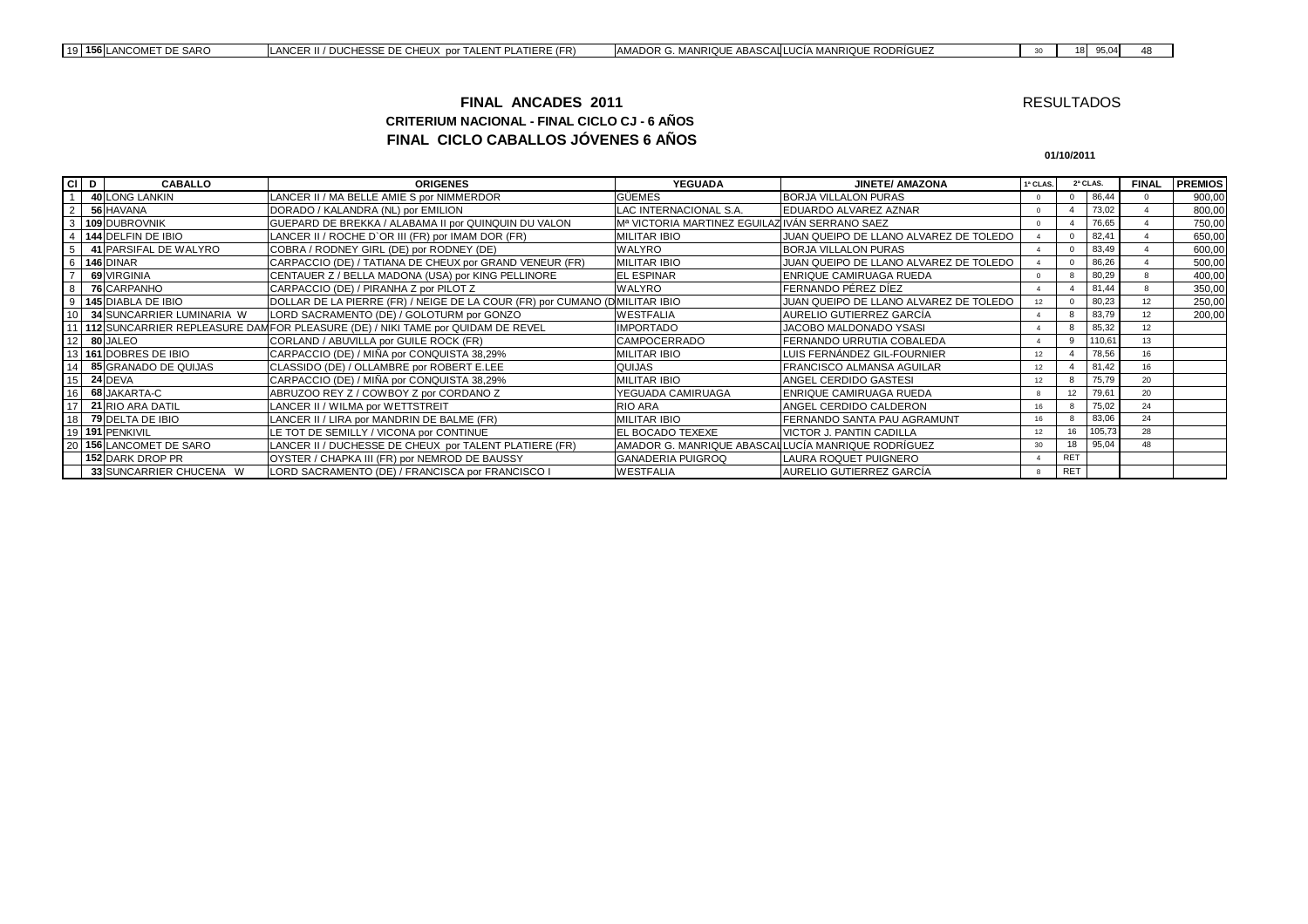| | | | | | | | | | | |
|---|---|---|---|---|---|---|---|---|---|---|
| 19 | 156 | LANCOMET DE SARO | LANCER II / DUCHESSE DE CHEUX por TALENT PLATIERE (FR) | AMADOR G. MANRIQUE ABASCAL | LUCÍA MANRIQUE RODRÍGUEZ | 30 | 18 | 95,04 | 48 | |

# FINAL ANCADES 2011

## CRITERIUM NACIONAL - FINAL CICLO CJ - 6 AÑOS

## FINAL CICLO CABALLOS JÓVENES 6 AÑOS

RESULTADOS

01/10/2011

| Cl | D | CABALLO | ORIGENES | YEGUADA | JINETE/ AMAZONA | 1ª CLAS. | 2ª CLAS. | | FINAL | PREMIOS |
|---|---|---|---|---|---|---|---|---|---|---|
| 1 | 40 | LONG LANKIN | LANCER II / MA BELLE AMIE S por NIMMERDOR | GÜEMES | BORJA VILLALON PURAS | 0 | 0 | 86,44 | 0 | 900,00 |
| 2 | 56 | HAVANA | DORADO / KALANDRA (NL) por EMILION | LAC INTERNACIONAL S.A. | EDUARDO ALVAREZ AZNAR | 0 | 4 | 73,02 | 4 | 800,00 |
| 3 | 109 | DUBROVNIK | GUEPARD DE BREKKA / ALABAMA II por QUINQUIN DU VALON | Mª VICTORIA MARTINEZ EGUILAZ | IVÁN SERRANO SAEZ | 0 | 4 | 76,65 | 4 | 750,00 |
| 4 | 144 | DELFIN DE IBIO | LANCER II / ROCHE D`OR III (FR) por IMAM DOR (FR) | MILITAR IBIO | JUAN QUEIPO DE LLANO ALVAREZ DE TOLEDO | 4 | 0 | 82,41 | 4 | 650,00 |
| 5 | 41 | PARSIFAL DE WALYRO | COBRA / RODNEY GIRL (DE) por RODNEY (DE) | WALYRO | BORJA VILLALON PURAS | 4 | 0 | 83,49 | 4 | 600,00 |
| 6 | 146 | DINAR | CARPACCIO (DE) / TATIANA DE CHEUX por GRAND VENEUR (FR) | MILITAR IBIO | JUAN QUEIPO DE LLANO ALVAREZ DE TOLEDO | 4 | 0 | 86,26 | 4 | 500,00 |
| 7 | 69 | VIRGINIA | CENTAUER Z / BELLA MADONA (USA) por KING PELLINORE | EL ESPINAR | ENRIQUE CAMIRUAGA RUEDA | 0 | 8 | 80,29 | 8 | 400,00 |
| 8 | 76 | CARPANHO | CARPACCIO (DE) / PIRANHA Z por PILOT Z | WALYRO | FERNANDO PÉREZ DÍEZ | 4 | 4 | 81,44 | 8 | 350,00 |
| 9 | 145 | DIABLA DE IBIO | DOLLAR DE LA PIERRE (FR) / NEIGE DE LA COUR (FR) por CUMANO (D | MILITAR IBIO | JUAN QUEIPO DE LLANO ALVAREZ DE TOLEDO | 12 | 0 | 80,23 | 12 | 250,00 |
| 10 | 34 | SUNCARRIER LUMINARIA W | LORD SACRAMENTO (DE) / GOLOTURM por GONZO | WESTFALIA | AURELIO GUTIERREZ GARCÍA | 4 | 8 | 83,79 | 12 | 200,00 |
| 11 | 112 | SUNCARRIER REPLEASURE DAM | FOR PLEASURE (DE) / NIKI TAME por QUIDAM DE REVEL | IMPORTADO | JACOBO MALDONADO YSASI | 4 | 8 | 85,32 | 12 | |
| 12 | 80 | JALEO | CORLAND / ABUVILLA por GUILE ROCK (FR) | CAMPOCERRADO | FERNANDO URRUTIA COBALEDA | 4 | 9 | 110,61 | 13 | |
| 13 | 161 | DOBRES DE IBIO | CARPACCIO (DE) / MIÑA por CONQUISTA 38,29% | MILITAR IBIO | LUIS FERNÁNDEZ GIL-FOURNIER | 12 | 4 | 78,56 | 16 | |
| 14 | 85 | GRANADO DE QUIJAS | CLASSIDO (DE) / OLLAMBRE por ROBERT E.LEE | QUIJAS | FRANCISCO ALMANSA AGUILAR | 12 | 4 | 81,42 | 16 | |
| 15 | 24 | DEVA | CARPACCIO (DE) / MIÑA por CONQUISTA 38,29% | MILITAR IBIO | ANGEL CERDIDO GASTESI | 12 | 8 | 75,79 | 20 | |
| 16 | 68 | JAKARTA-C | ABRUZOO REY Z / COWBOY Z por CORDANO Z | YEGUADA CAMIRUAGA | ENRIQUE CAMIRUAGA RUEDA | 8 | 12 | 79,61 | 20 | |
| 17 | 21 | RIO ARA DATIL | LANCER II / WILMA por WETTSTREIT | RIO ARA | ANGEL CERDIDO CALDERON | 16 | 8 | 75,02 | 24 | |
| 18 | 79 | DELTA DE IBIO | LANCER II / LIRA por MANDRIN DE BALME (FR) | MILITAR IBIO | FERNANDO SANTA PAU AGRAMUNT | 16 | 8 | 83,06 | 24 | |
| 19 | 191 | PENKIVIL | LE TOT DE SEMILLY / VICONA por CONTINUE | EL BOCADO TEXEXE | VICTOR J. PANTIN CADILLA | 12 | 16 | 105,73 | 28 | |
| 20 | 156 | LANCOMET DE SARO | LANCER II / DUCHESSE DE CHEUX por TALENT PLATIERE (FR) | AMADOR G. MANRIQUE ABASCAL | LUCÍA MANRIQUE RODRÍGUEZ | 30 | 18 | 95,04 | 48 | |
| | 152 | DARK DROP PR | OYSTER / CHAPKA III (FR) por NEMROD DE BAUSSY | GANADERIA PUIGROQ | LAURA ROQUET PUIGNERO | 4 | RET | | | |
| | 33 | SUNCARRIER CHUCENA W | LORD SACRAMENTO (DE) / FRANCISCA por FRANCISCO I | WESTFALIA | AURELIO GUTIERREZ GARCÍA | 8 | RET | | | |